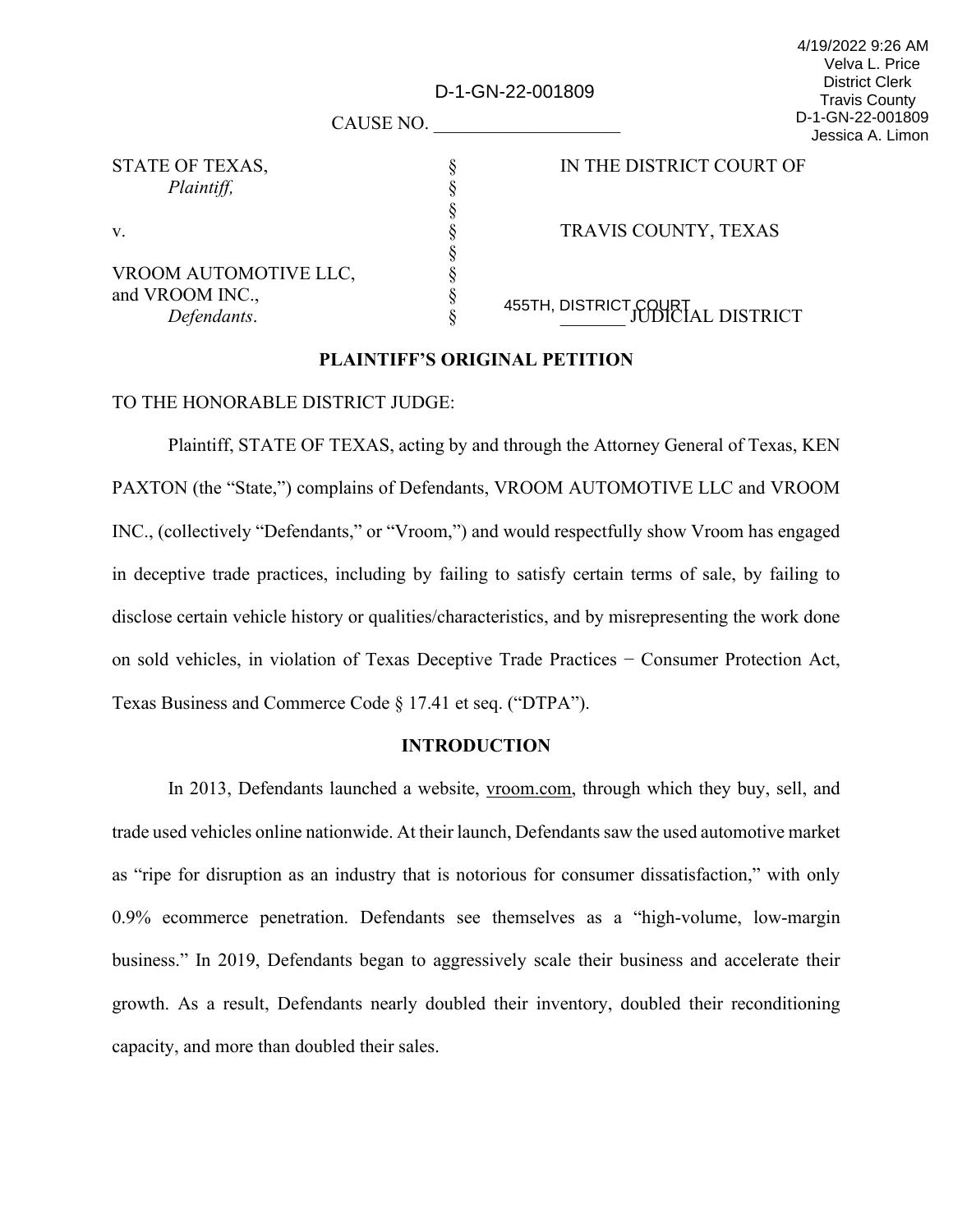4/19/2022 9:26 AM
Velva L. Price
District Clerk
Travis County
D-1-GN-22-001809
Jessica A. Limon

D-1-GN-22-001809

CAUSE NO. ____________________

| | | |
|---|---|---|
| STATE OF TEXAS, *Plaintiff,* | § | IN THE DISTRICT COURT OF |
| | § | |
| | § | |
| v. | § | TRAVIS COUNTY, TEXAS |
| | § | |
| VROOM AUTOMOTIVE LLC, | § | |
| and VROOM INC., | § | |
| *Defendants*. | § | 455TH, DISTRICT COURT _______ JUDICIAL DISTRICT |

**PLAINTIFF'S ORIGINAL PETITION**

TO THE HONORABLE DISTRICT JUDGE:

Plaintiff, STATE OF TEXAS, acting by and through the Attorney General of Texas, KEN PAXTON (the "State,") complains of Defendants, VROOM AUTOMOTIVE LLC and VROOM INC., (collectively "Defendants," or "Vroom,") and would respectfully show Vroom has engaged in deceptive trade practices, including by failing to satisfy certain terms of sale, by failing to disclose certain vehicle history or qualities/characteristics, and by misrepresenting the work done on sold vehicles, in violation of Texas Deceptive Trade Practices − Consumer Protection Act, Texas Business and Commerce Code § 17.41 et seq. ("DTPA").

**INTRODUCTION**

In 2013, Defendants launched a website, vroom.com, through which they buy, sell, and trade used vehicles online nationwide. At their launch, Defendants saw the used automotive market as "ripe for disruption as an industry that is notorious for consumer dissatisfaction," with only 0.9% ecommerce penetration. Defendants see themselves as a "high-volume, low-margin business." In 2019, Defendants began to aggressively scale their business and accelerate their growth. As a result, Defendants nearly doubled their inventory, doubled their reconditioning capacity, and more than doubled their sales.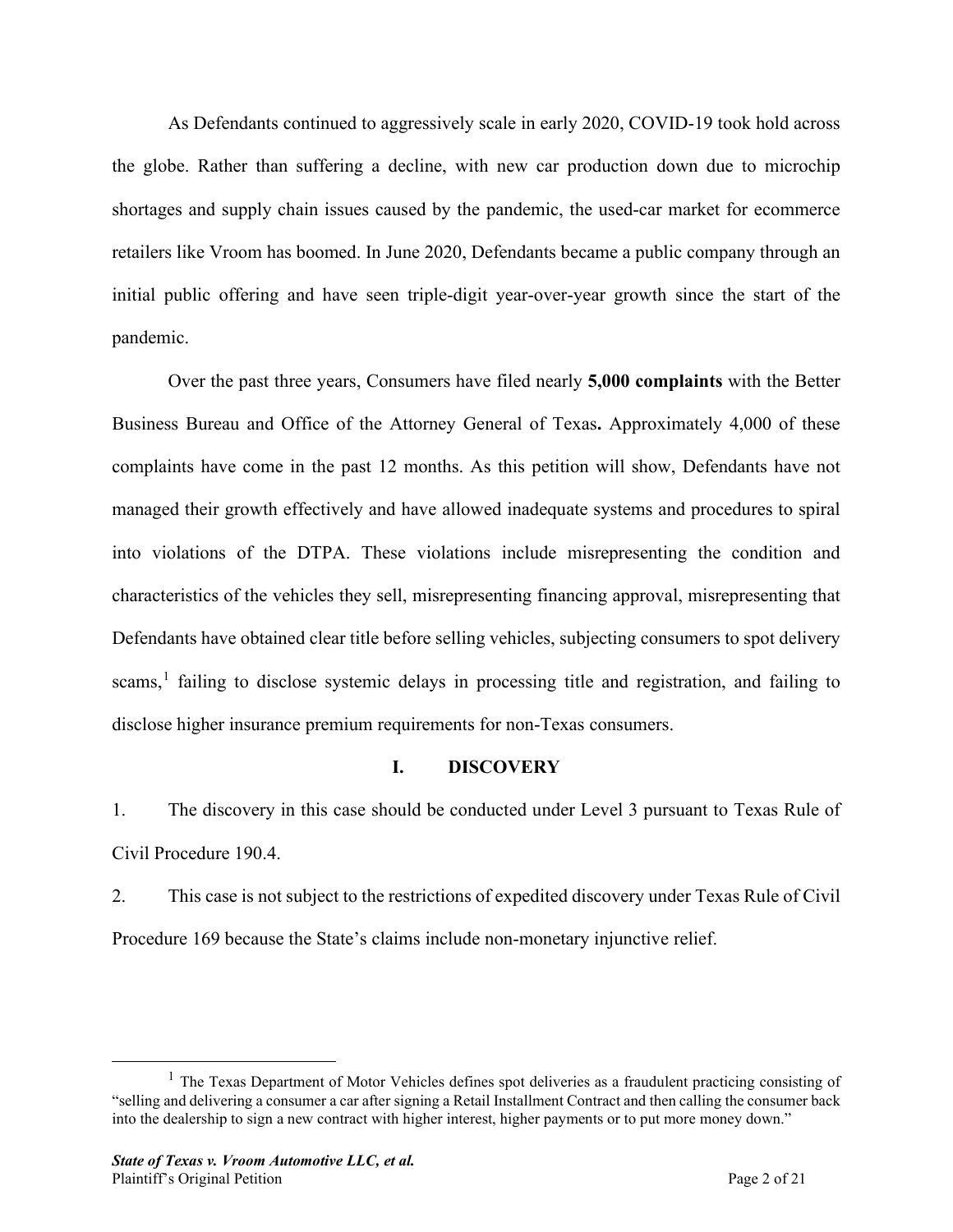As Defendants continued to aggressively scale in early 2020, COVID-19 took hold across the globe. Rather than suffering a decline, with new car production down due to microchip shortages and supply chain issues caused by the pandemic, the used-car market for ecommerce retailers like Vroom has boomed. In June 2020, Defendants became a public company through an initial public offering and have seen triple-digit year-over-year growth since the start of the pandemic.

Over the past three years, Consumers have filed nearly **5,000 complaints** with the Better Business Bureau and Office of the Attorney General of Texas**.** Approximately 4,000 of these complaints have come in the past 12 months. As this petition will show, Defendants have not managed their growth effectively and have allowed inadequate systems and procedures to spiral into violations of the DTPA. These violations include misrepresenting the condition and characteristics of the vehicles they sell, misrepresenting financing approval, misrepresenting that Defendants have obtained clear title before selling vehicles, subjecting consumers to spot delivery scams,[1] failing to disclose systemic delays in processing title and registration, and failing to disclose higher insurance premium requirements for non-Texas consumers.

## I. DISCOVERY

1. The discovery in this case should be conducted under Level 3 pursuant to Texas Rule of Civil Procedure 190.4.

2. This case is not subject to the restrictions of expedited discovery under Texas Rule of Civil Procedure 169 because the State's claims include non-monetary injunctive relief.

[1] The Texas Department of Motor Vehicles defines spot deliveries as a fraudulent practicing consisting of "selling and delivering a consumer a car after signing a Retail Installment Contract and then calling the consumer back into the dealership to sign a new contract with higher interest, higher payments or to put more money down."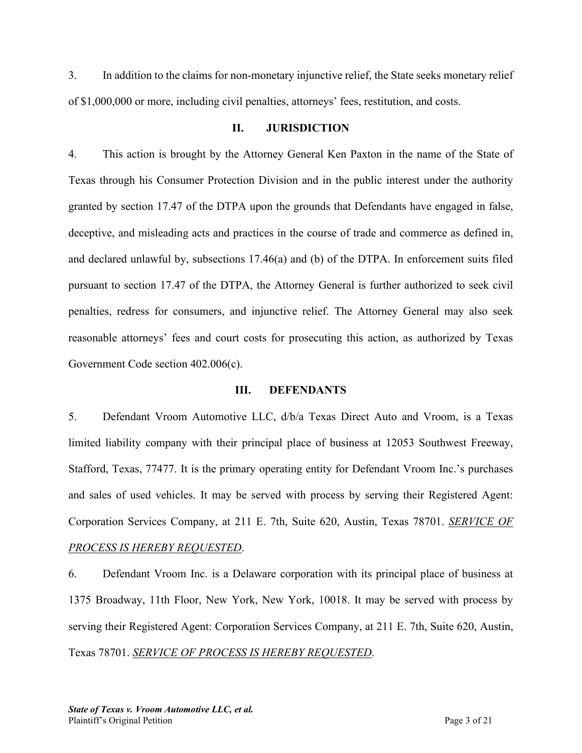3. In addition to the claims for non-monetary injunctive relief, the State seeks monetary relief of $1,000,000 or more, including civil penalties, attorneys' fees, restitution, and costs.

## II. JURISDICTION

4. This action is brought by the Attorney General Ken Paxton in the name of the State of Texas through his Consumer Protection Division and in the public interest under the authority granted by section 17.47 of the DTPA upon the grounds that Defendants have engaged in false, deceptive, and misleading acts and practices in the course of trade and commerce as defined in, and declared unlawful by, subsections 17.46(a) and (b) of the DTPA. In enforcement suits filed pursuant to section 17.47 of the DTPA, the Attorney General is further authorized to seek civil penalties, redress for consumers, and injunctive relief. The Attorney General may also seek reasonable attorneys' fees and court costs for prosecuting this action, as authorized by Texas Government Code section 402.006(c).

## III. DEFENDANTS

5. Defendant Vroom Automotive LLC, d/b/a Texas Direct Auto and Vroom, is a Texas limited liability company with their principal place of business at 12053 Southwest Freeway, Stafford, Texas, 77477. It is the primary operating entity for Defendant Vroom Inc.'s purchases and sales of used vehicles. It may be served with process by serving their Registered Agent: Corporation Services Company, at 211 E. 7th, Suite 620, Austin, Texas 78701. ***SERVICE OF PROCESS IS HEREBY REQUESTED***.

6. Defendant Vroom Inc. is a Delaware corporation with its principal place of business at 1375 Broadway, 11th Floor, New York, New York, 10018. It may be served with process by serving their Registered Agent: Corporation Services Company, at 211 E. 7th, Suite 620, Austin, Texas 78701. ***SERVICE OF PROCESS IS HEREBY REQUESTED***.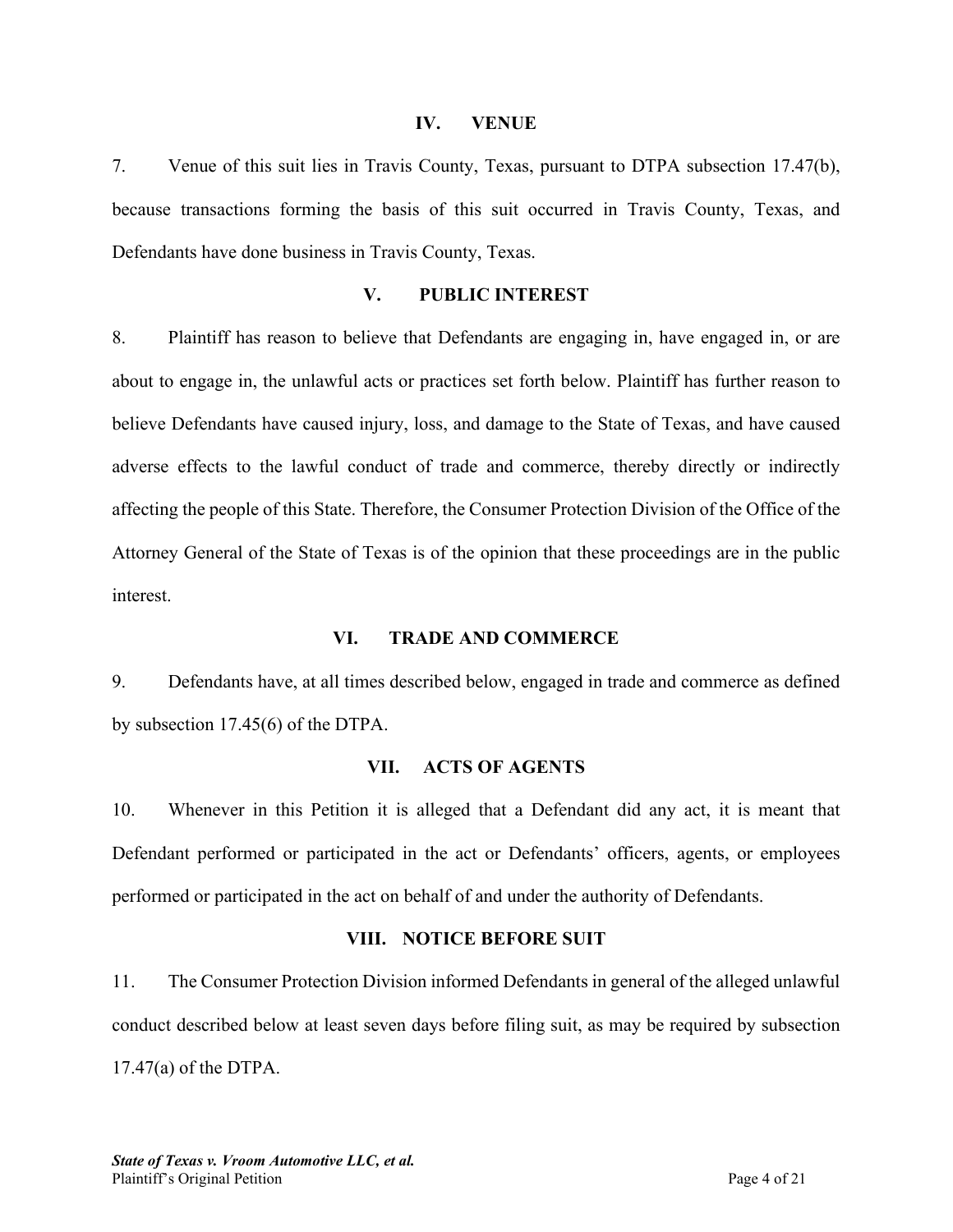## IV. VENUE

7. Venue of this suit lies in Travis County, Texas, pursuant to DTPA subsection 17.47(b), because transactions forming the basis of this suit occurred in Travis County, Texas, and Defendants have done business in Travis County, Texas.

## V. PUBLIC INTEREST

8. Plaintiff has reason to believe that Defendants are engaging in, have engaged in, or are about to engage in, the unlawful acts or practices set forth below. Plaintiff has further reason to believe Defendants have caused injury, loss, and damage to the State of Texas, and have caused adverse effects to the lawful conduct of trade and commerce, thereby directly or indirectly affecting the people of this State. Therefore, the Consumer Protection Division of the Office of the Attorney General of the State of Texas is of the opinion that these proceedings are in the public interest.

## VI. TRADE AND COMMERCE

9. Defendants have, at all times described below, engaged in trade and commerce as defined by subsection 17.45(6) of the DTPA.

## VII. ACTS OF AGENTS

10. Whenever in this Petition it is alleged that a Defendant did any act, it is meant that Defendant performed or participated in the act or Defendants' officers, agents, or employees performed or participated in the act on behalf of and under the authority of Defendants.

## VIII. NOTICE BEFORE SUIT

11. The Consumer Protection Division informed Defendants in general of the alleged unlawful conduct described below at least seven days before filing suit, as may be required by subsection 17.47(a) of the DTPA.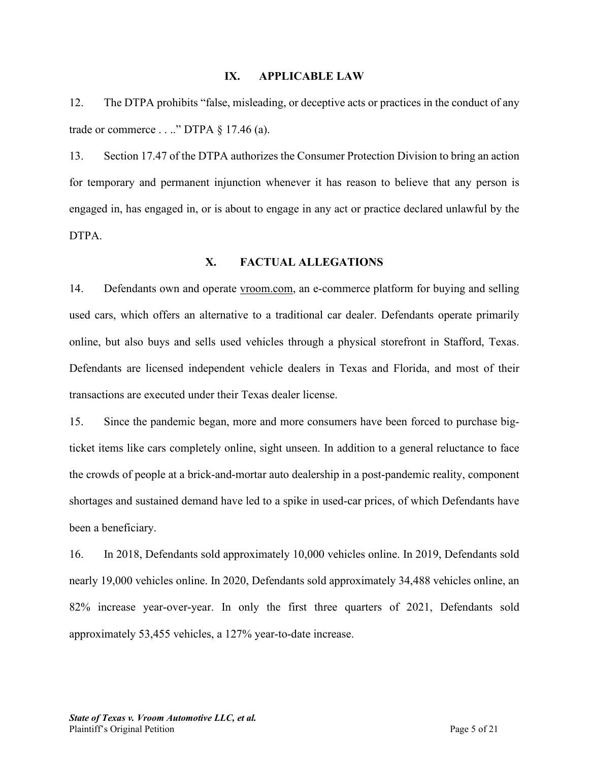## IX. APPLICABLE LAW

12. The DTPA prohibits "false, misleading, or deceptive acts or practices in the conduct of any trade or commerce . . .." DTPA § 17.46 (a).

13. Section 17.47 of the DTPA authorizes the Consumer Protection Division to bring an action for temporary and permanent injunction whenever it has reason to believe that any person is engaged in, has engaged in, or is about to engage in any act or practice declared unlawful by the DTPA.

## X. FACTUAL ALLEGATIONS

14. Defendants own and operate vroom.com, an e-commerce platform for buying and selling used cars, which offers an alternative to a traditional car dealer. Defendants operate primarily online, but also buys and sells used vehicles through a physical storefront in Stafford, Texas. Defendants are licensed independent vehicle dealers in Texas and Florida, and most of their transactions are executed under their Texas dealer license.

15. Since the pandemic began, more and more consumers have been forced to purchase big-ticket items like cars completely online, sight unseen. In addition to a general reluctance to face the crowds of people at a brick-and-mortar auto dealership in a post-pandemic reality, component shortages and sustained demand have led to a spike in used-car prices, of which Defendants have been a beneficiary.

16. In 2018, Defendants sold approximately 10,000 vehicles online. In 2019, Defendants sold nearly 19,000 vehicles online. In 2020, Defendants sold approximately 34,488 vehicles online, an 82% increase year-over-year. In only the first three quarters of 2021, Defendants sold approximately 53,455 vehicles, a 127% year-to-date increase.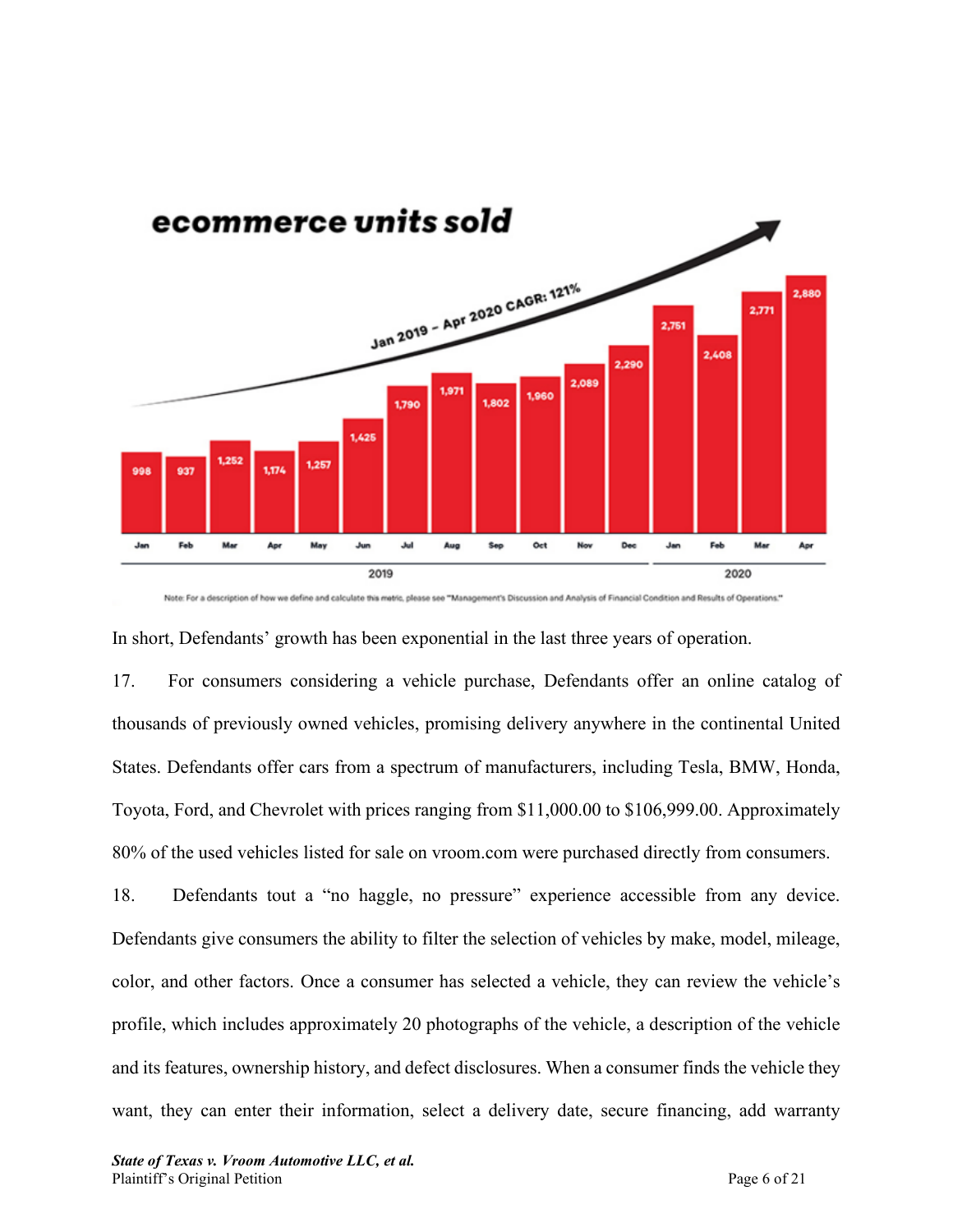**ecommerce units sold**

Jan 2019 – Apr 2020 CAGR: 121%

| Year | Month | Units |
|---|---|---|
| 2019 | Jan | 998 |
| 2019 | Feb | 937 |
| 2019 | Mar | 1,252 |
| 2019 | Apr | 1,174 |
| 2019 | May | 1,257 |
| 2019 | Jun | 1,425 |
| 2019 | Jul | 1,790 |
| 2019 | Aug | 1,971 |
| 2019 | Sep | 1,802 |
| 2019 | Oct | 1,960 |
| 2019 | Nov | 2,089 |
| 2019 | Dec | 2,290 |
| 2020 | Jan | 2,751 |
| 2020 | Feb | 2,408 |
| 2020 | Mar | 2,771 |
| 2020 | Apr | 2,880 |

Note: For a description of how we define and calculate this metric, please see "Management's Discussion and Analysis of Financial Condition and Results of Operations."

In short, Defendants' growth has been exponential in the last three years of operation.

17. For consumers considering a vehicle purchase, Defendants offer an online catalog of thousands of previously owned vehicles, promising delivery anywhere in the continental United States. Defendants offer cars from a spectrum of manufacturers, including Tesla, BMW, Honda, Toyota, Ford, and Chevrolet with prices ranging from $11,000.00 to $106,999.00. Approximately 80% of the used vehicles listed for sale on vroom.com were purchased directly from consumers.

18. Defendants tout a "no haggle, no pressure" experience accessible from any device. Defendants give consumers the ability to filter the selection of vehicles by make, model, mileage, color, and other factors. Once a consumer has selected a vehicle, they can review the vehicle's profile, which includes approximately 20 photographs of the vehicle, a description of the vehicle and its features, ownership history, and defect disclosures. When a consumer finds the vehicle they want, they can enter their information, select a delivery date, secure financing, add warranty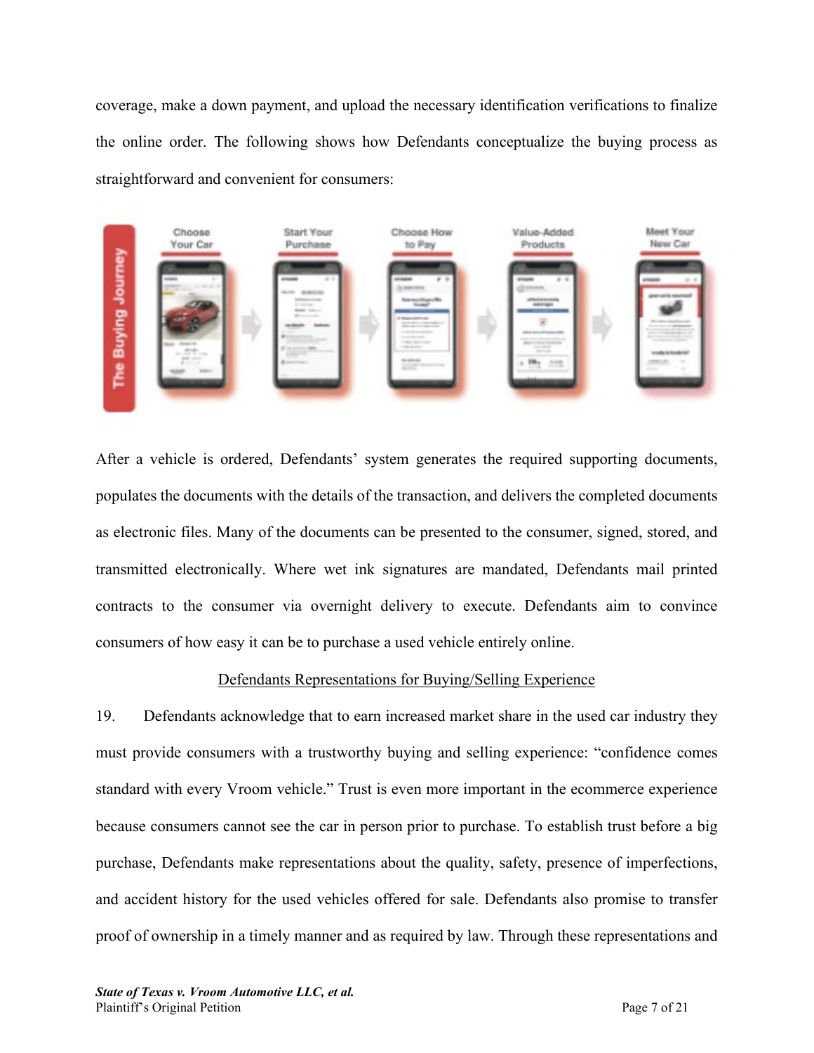coverage, make a down payment, and upload the necessary identification verifications to finalize the online order. The following shows how Defendants conceptualize the buying process as straightforward and convenient for consumers:

After a vehicle is ordered, Defendants' system generates the required supporting documents, populates the documents with the details of the transaction, and delivers the completed documents as electronic files. Many of the documents can be presented to the consumer, signed, stored, and transmitted electronically. Where wet ink signatures are mandated, Defendants mail printed contracts to the consumer via overnight delivery to execute. Defendants aim to convince consumers of how easy it can be to purchase a used vehicle entirely online.

<u>Defendants Representations for Buying/Selling Experience</u>

19. Defendants acknowledge that to earn increased market share in the used car industry they must provide consumers with a trustworthy buying and selling experience: "confidence comes standard with every Vroom vehicle." Trust is even more important in the ecommerce experience because consumers cannot see the car in person prior to purchase. To establish trust before a big purchase, Defendants make representations about the quality, safety, presence of imperfections, and accident history for the used vehicles offered for sale. Defendants also promise to transfer proof of ownership in a timely manner and as required by law. Through these representations and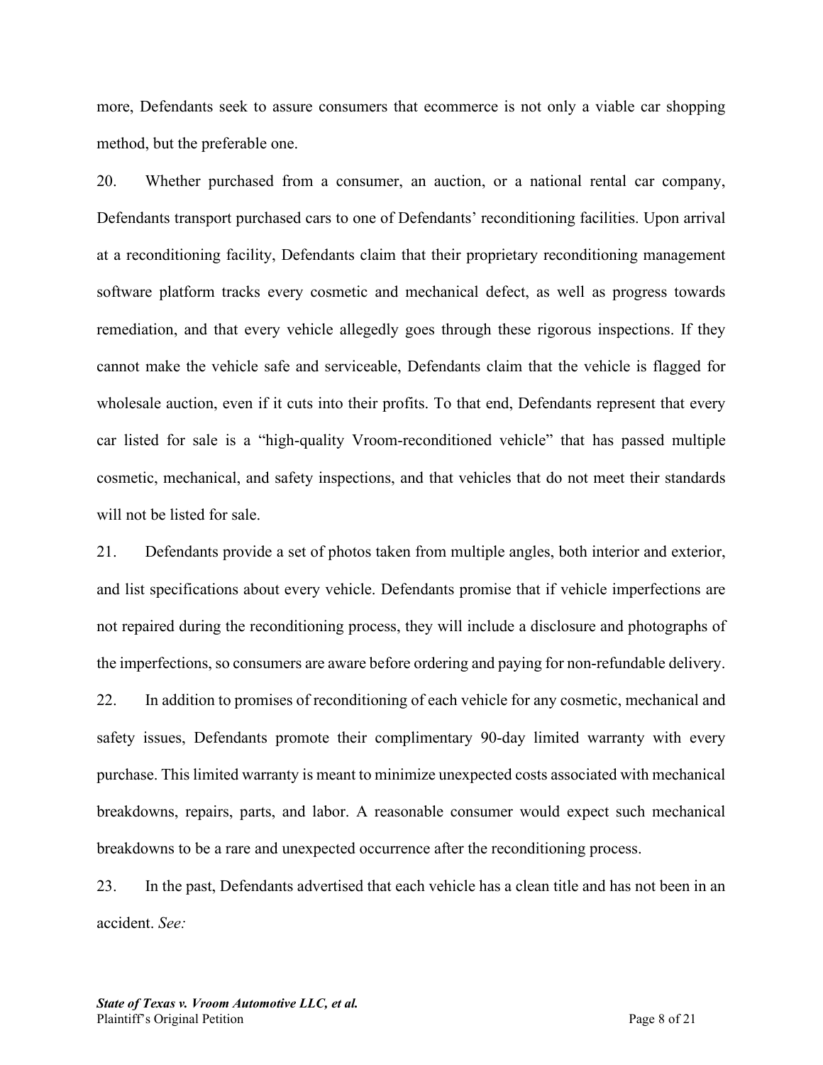more, Defendants seek to assure consumers that ecommerce is not only a viable car shopping method, but the preferable one.

20. Whether purchased from a consumer, an auction, or a national rental car company, Defendants transport purchased cars to one of Defendants' reconditioning facilities. Upon arrival at a reconditioning facility, Defendants claim that their proprietary reconditioning management software platform tracks every cosmetic and mechanical defect, as well as progress towards remediation, and that every vehicle allegedly goes through these rigorous inspections. If they cannot make the vehicle safe and serviceable, Defendants claim that the vehicle is flagged for wholesale auction, even if it cuts into their profits. To that end, Defendants represent that every car listed for sale is a "high-quality Vroom-reconditioned vehicle" that has passed multiple cosmetic, mechanical, and safety inspections, and that vehicles that do not meet their standards will not be listed for sale.

21. Defendants provide a set of photos taken from multiple angles, both interior and exterior, and list specifications about every vehicle. Defendants promise that if vehicle imperfections are not repaired during the reconditioning process, they will include a disclosure and photographs of the imperfections, so consumers are aware before ordering and paying for non-refundable delivery.

22. In addition to promises of reconditioning of each vehicle for any cosmetic, mechanical and safety issues, Defendants promote their complimentary 90-day limited warranty with every purchase. This limited warranty is meant to minimize unexpected costs associated with mechanical breakdowns, repairs, parts, and labor. A reasonable consumer would expect such mechanical breakdowns to be a rare and unexpected occurrence after the reconditioning process.

23. In the past, Defendants advertised that each vehicle has a clean title and has not been in an accident. *See:*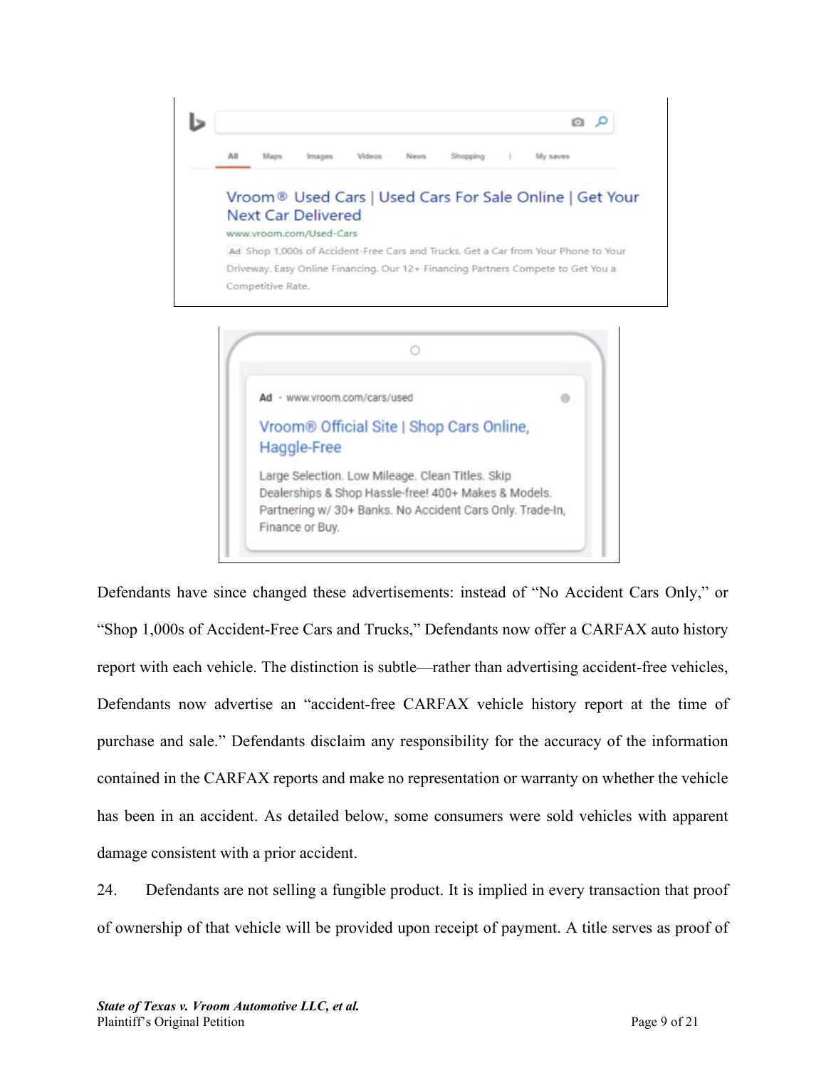Vroom® Used Cars | Used Cars For Sale Online | Get Your Next Car Delivered
www.vroom.com/Used-Cars
Ad Shop 1,000s of Accident-Free Cars and Trucks. Get a Car from Your Phone to Your Driveway. Easy Online Financing. Our 12+ Financing Partners Compete to Get You a Competitive Rate.

Ad · www.vroom.com/cars/used
Vroom® Official Site | Shop Cars Online, Haggle-Free
Large Selection. Low Mileage. Clean Titles. Skip Dealerships & Shop Hassle-free! 400+ Makes & Models. Partnering w/ 30+ Banks. No Accident Cars Only. Trade-In, Finance or Buy.

Defendants have since changed these advertisements: instead of "No Accident Cars Only," or "Shop 1,000s of Accident-Free Cars and Trucks," Defendants now offer a CARFAX auto history report with each vehicle. The distinction is subtle—rather than advertising accident-free vehicles, Defendants now advertise an "accident-free CARFAX vehicle history report at the time of purchase and sale." Defendants disclaim any responsibility for the accuracy of the information contained in the CARFAX reports and make no representation or warranty on whether the vehicle has been in an accident. As detailed below, some consumers were sold vehicles with apparent damage consistent with a prior accident.

24. Defendants are not selling a fungible product. It is implied in every transaction that proof of ownership of that vehicle will be provided upon receipt of payment. A title serves as proof of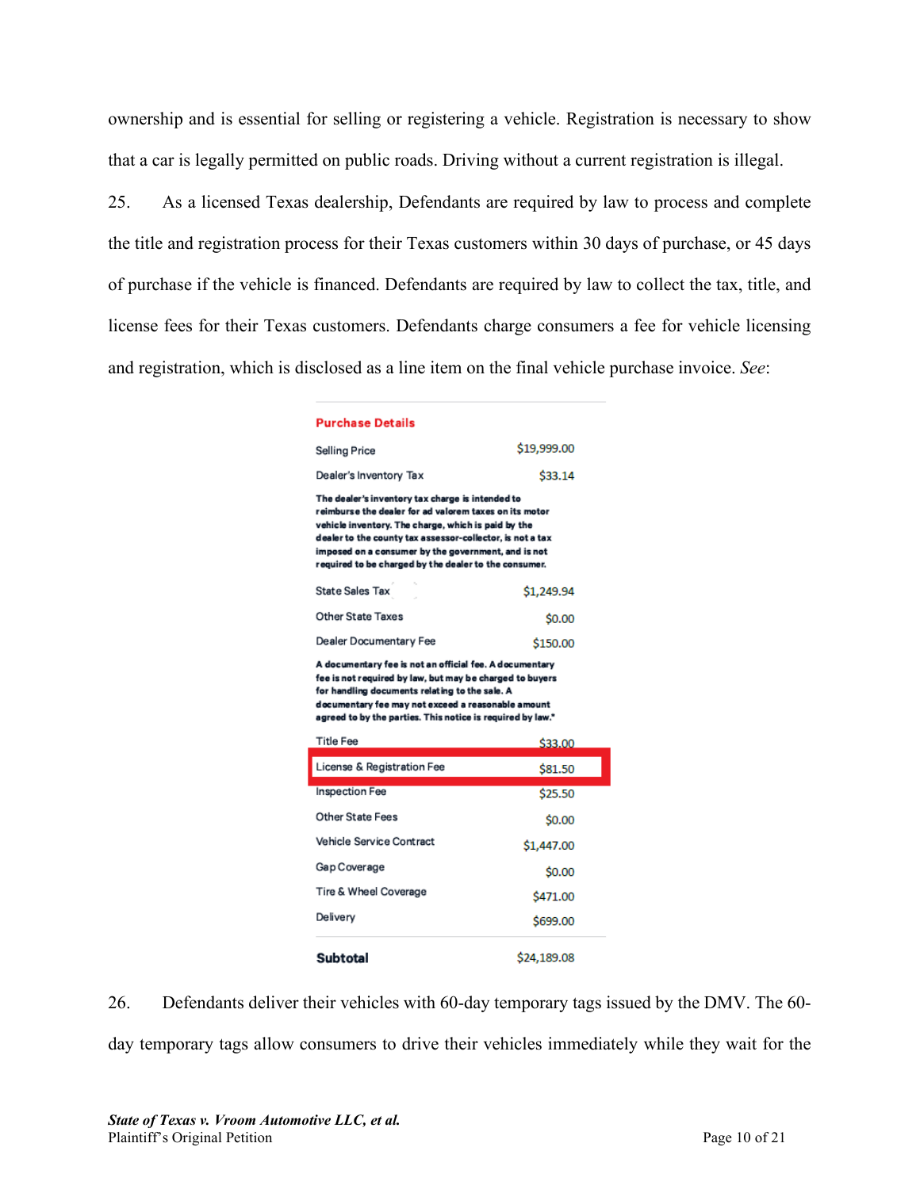ownership and is essential for selling or registering a vehicle. Registration is necessary to show that a car is legally permitted on public roads. Driving without a current registration is illegal.

25. As a licensed Texas dealership, Defendants are required by law to process and complete the title and registration process for their Texas customers within 30 days of purchase, or 45 days of purchase if the vehicle is financed. Defendants are required by law to collect the tax, title, and license fees for their Texas customers. Defendants charge consumers a fee for vehicle licensing and registration, which is disclosed as a line item on the final vehicle purchase invoice. *See*:

**Purchase Details**

| | |
|---|---|
| Selling Price | $19,999.00 |
| Dealer's Inventory Tax | $33.14 |
| **The dealer's inventory tax charge is intended to reimburse the dealer for ad valorem taxes on its motor vehicle inventory. The charge, which is paid by the dealer to the county tax assessor-collector, is not a tax imposed on a consumer by the government, and is not required to be charged by the dealer to the consumer.** | |
| State Sales Tax | $1,249.94 |
| Other State Taxes | $0.00 |
| Dealer Documentary Fee | $150.00 |
| **A documentary fee is not an official fee. A documentary fee is not required by law, but may be charged to buyers for handling documents relating to the sale. A documentary fee may not exceed a reasonable amount agreed to by the parties. This notice is required by law.*** | |
| Title Fee | $33.00 |
| License & Registration Fee | $81.50 |
| Inspection Fee | $25.50 |
| Other State Fees | $0.00 |
| Vehicle Service Contract | $1,447.00 |
| Gap Coverage | $0.00 |
| Tire & Wheel Coverage | $471.00 |
| Delivery | $699.00 |
| **Subtotal** | $24,189.08 |

26. Defendants deliver their vehicles with 60-day temporary tags issued by the DMV. The 60-day temporary tags allow consumers to drive their vehicles immediately while they wait for the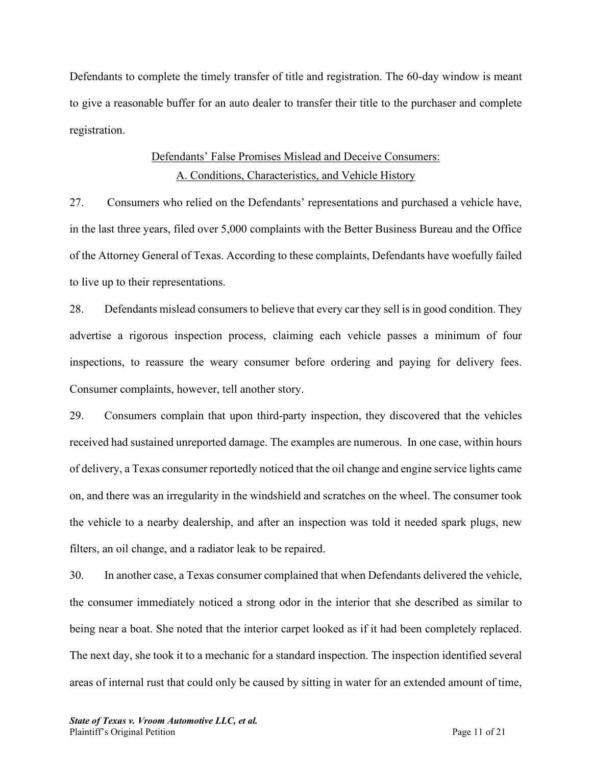Defendants to complete the timely transfer of title and registration. The 60-day window is meant to give a reasonable buffer for an auto dealer to transfer their title to the purchaser and complete registration.

<u>Defendants' False Promises Mislead and Deceive Consumers:</u>
<u>A. Conditions, Characteristics, and Vehicle History</u>

27. Consumers who relied on the Defendants' representations and purchased a vehicle have, in the last three years, filed over 5,000 complaints with the Better Business Bureau and the Office of the Attorney General of Texas. According to these complaints, Defendants have woefully failed to live up to their representations.

28. Defendants mislead consumers to believe that every car they sell is in good condition. They advertise a rigorous inspection process, claiming each vehicle passes a minimum of four inspections, to reassure the weary consumer before ordering and paying for delivery fees. Consumer complaints, however, tell another story.

29. Consumers complain that upon third-party inspection, they discovered that the vehicles received had sustained unreported damage. The examples are numerous. In one case, within hours of delivery, a Texas consumer reportedly noticed that the oil change and engine service lights came on, and there was an irregularity in the windshield and scratches on the wheel. The consumer took the vehicle to a nearby dealership, and after an inspection was told it needed spark plugs, new filters, an oil change, and a radiator leak to be repaired.

30. In another case, a Texas consumer complained that when Defendants delivered the vehicle, the consumer immediately noticed a strong odor in the interior that she described as similar to being near a boat. She noted that the interior carpet looked as if it had been completely replaced. The next day, she took it to a mechanic for a standard inspection. The inspection identified several areas of internal rust that could only be caused by sitting in water for an extended amount of time,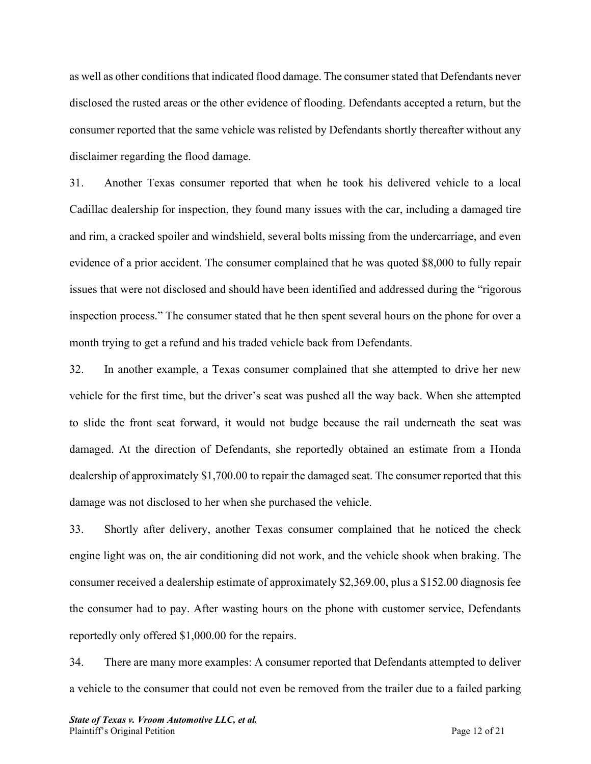as well as other conditions that indicated flood damage. The consumer stated that Defendants never disclosed the rusted areas or the other evidence of flooding. Defendants accepted a return, but the consumer reported that the same vehicle was relisted by Defendants shortly thereafter without any disclaimer regarding the flood damage.

31. Another Texas consumer reported that when he took his delivered vehicle to a local Cadillac dealership for inspection, they found many issues with the car, including a damaged tire and rim, a cracked spoiler and windshield, several bolts missing from the undercarriage, and even evidence of a prior accident. The consumer complained that he was quoted $8,000 to fully repair issues that were not disclosed and should have been identified and addressed during the "rigorous inspection process." The consumer stated that he then spent several hours on the phone for over a month trying to get a refund and his traded vehicle back from Defendants.

32. In another example, a Texas consumer complained that she attempted to drive her new vehicle for the first time, but the driver's seat was pushed all the way back. When she attempted to slide the front seat forward, it would not budge because the rail underneath the seat was damaged. At the direction of Defendants, she reportedly obtained an estimate from a Honda dealership of approximately $1,700.00 to repair the damaged seat. The consumer reported that this damage was not disclosed to her when she purchased the vehicle.

33. Shortly after delivery, another Texas consumer complained that he noticed the check engine light was on, the air conditioning did not work, and the vehicle shook when braking. The consumer received a dealership estimate of approximately $2,369.00, plus a $152.00 diagnosis fee the consumer had to pay. After wasting hours on the phone with customer service, Defendants reportedly only offered $1,000.00 for the repairs.

34. There are many more examples: A consumer reported that Defendants attempted to deliver a vehicle to the consumer that could not even be removed from the trailer due to a failed parking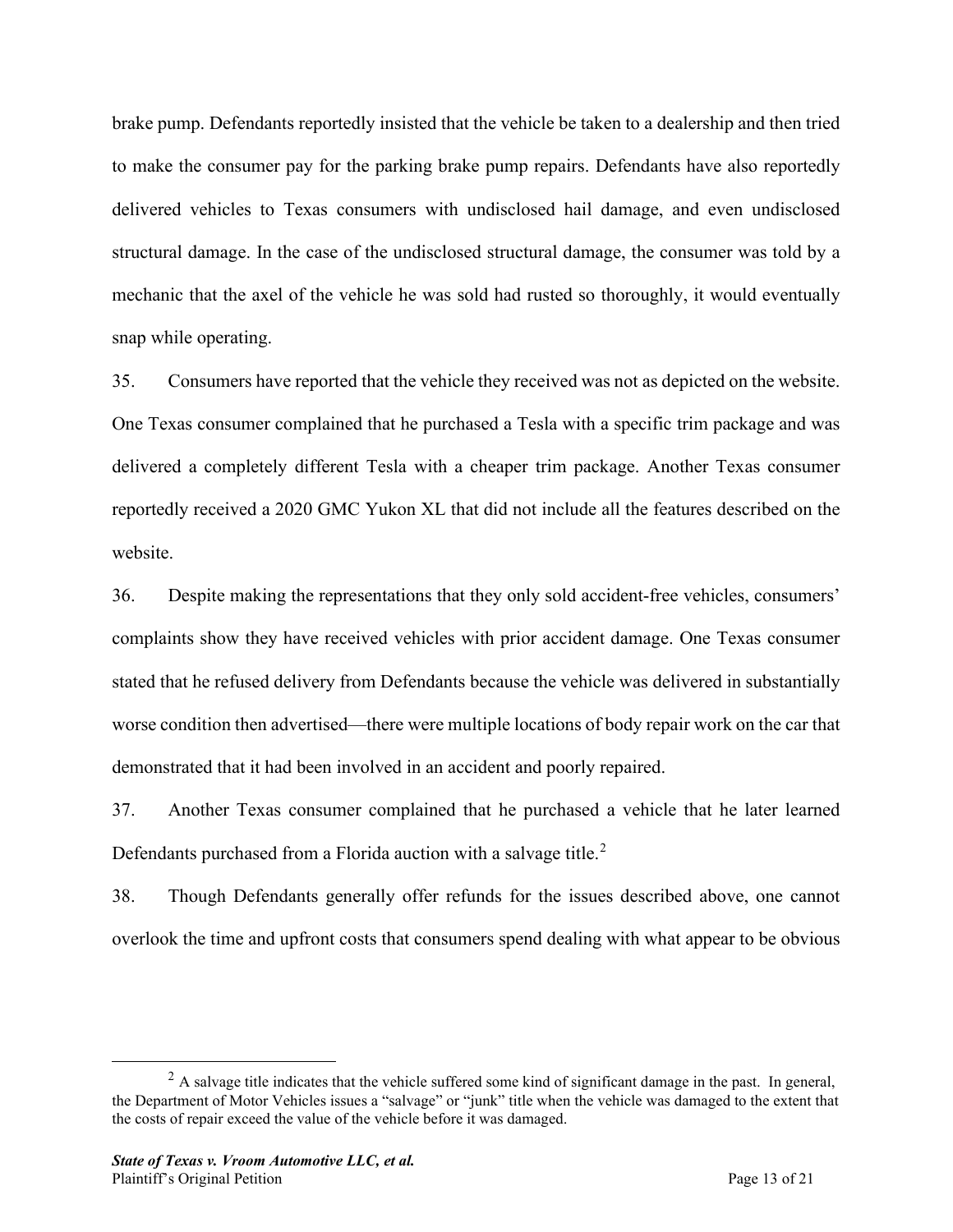brake pump. Defendants reportedly insisted that the vehicle be taken to a dealership and then tried to make the consumer pay for the parking brake pump repairs. Defendants have also reportedly delivered vehicles to Texas consumers with undisclosed hail damage, and even undisclosed structural damage. In the case of the undisclosed structural damage, the consumer was told by a mechanic that the axel of the vehicle he was sold had rusted so thoroughly, it would eventually snap while operating.

35. Consumers have reported that the vehicle they received was not as depicted on the website. One Texas consumer complained that he purchased a Tesla with a specific trim package and was delivered a completely different Tesla with a cheaper trim package. Another Texas consumer reportedly received a 2020 GMC Yukon XL that did not include all the features described on the website.

36. Despite making the representations that they only sold accident-free vehicles, consumers' complaints show they have received vehicles with prior accident damage. One Texas consumer stated that he refused delivery from Defendants because the vehicle was delivered in substantially worse condition then advertised—there were multiple locations of body repair work on the car that demonstrated that it had been involved in an accident and poorly repaired.

37. Another Texas consumer complained that he purchased a vehicle that he later learned Defendants purchased from a Florida auction with a salvage title.[2]

38. Though Defendants generally offer refunds for the issues described above, one cannot overlook the time and upfront costs that consumers spend dealing with what appear to be obvious

[2] A salvage title indicates that the vehicle suffered some kind of significant damage in the past. In general, the Department of Motor Vehicles issues a "salvage" or "junk" title when the vehicle was damaged to the extent that the costs of repair exceed the value of the vehicle before it was damaged.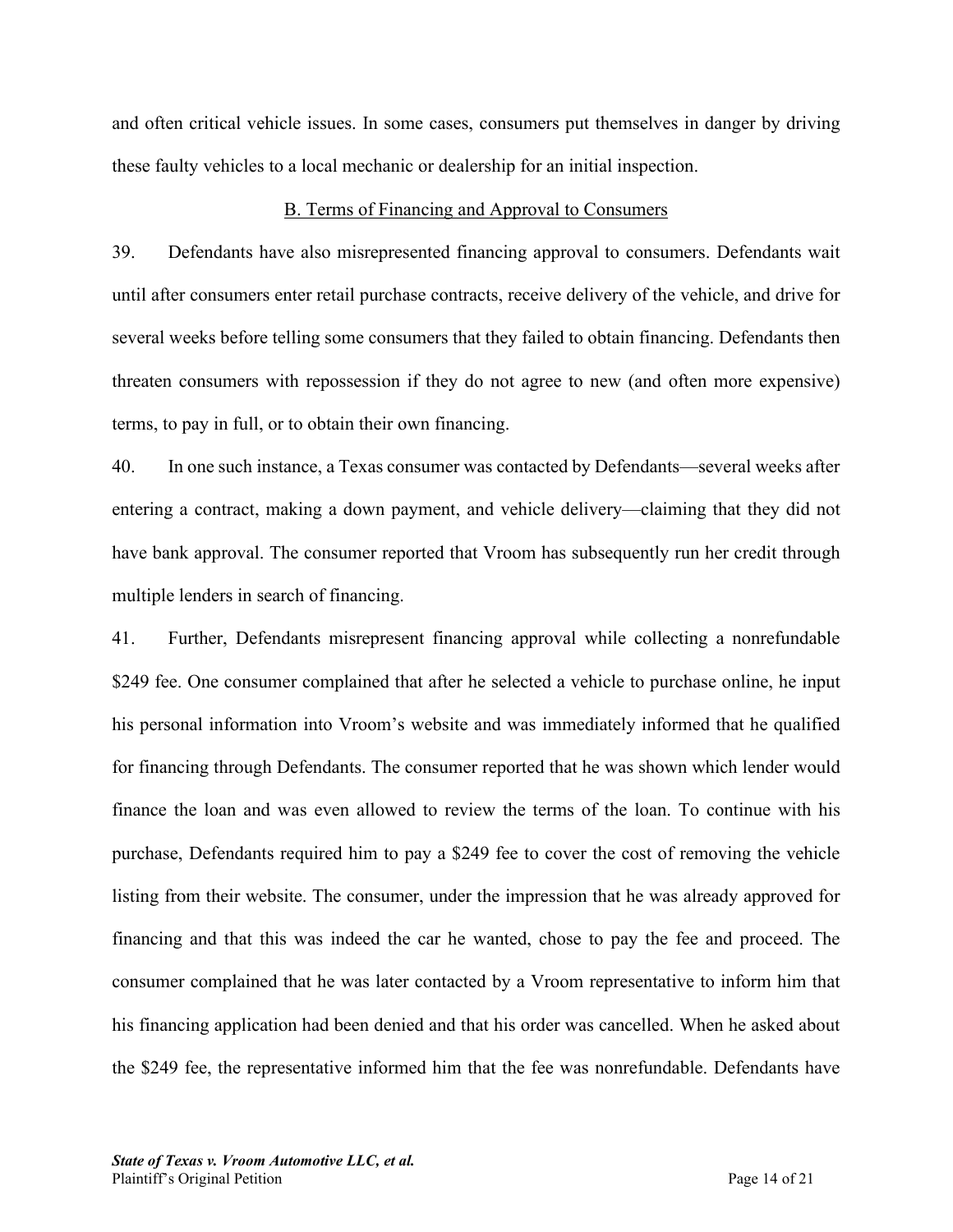and often critical vehicle issues. In some cases, consumers put themselves in danger by driving these faulty vehicles to a local mechanic or dealership for an initial inspection.

### B. Terms of Financing and Approval to Consumers

39. Defendants have also misrepresented financing approval to consumers. Defendants wait until after consumers enter retail purchase contracts, receive delivery of the vehicle, and drive for several weeks before telling some consumers that they failed to obtain financing. Defendants then threaten consumers with repossession if they do not agree to new (and often more expensive) terms, to pay in full, or to obtain their own financing.

40. In one such instance, a Texas consumer was contacted by Defendants—several weeks after entering a contract, making a down payment, and vehicle delivery—claiming that they did not have bank approval. The consumer reported that Vroom has subsequently run her credit through multiple lenders in search of financing.

41. Further, Defendants misrepresent financing approval while collecting a nonrefundable $249 fee. One consumer complained that after he selected a vehicle to purchase online, he input his personal information into Vroom's website and was immediately informed that he qualified for financing through Defendants. The consumer reported that he was shown which lender would finance the loan and was even allowed to review the terms of the loan. To continue with his purchase, Defendants required him to pay a $249 fee to cover the cost of removing the vehicle listing from their website. The consumer, under the impression that he was already approved for financing and that this was indeed the car he wanted, chose to pay the fee and proceed. The consumer complained that he was later contacted by a Vroom representative to inform him that his financing application had been denied and that his order was cancelled. When he asked about the $249 fee, the representative informed him that the fee was nonrefundable. Defendants have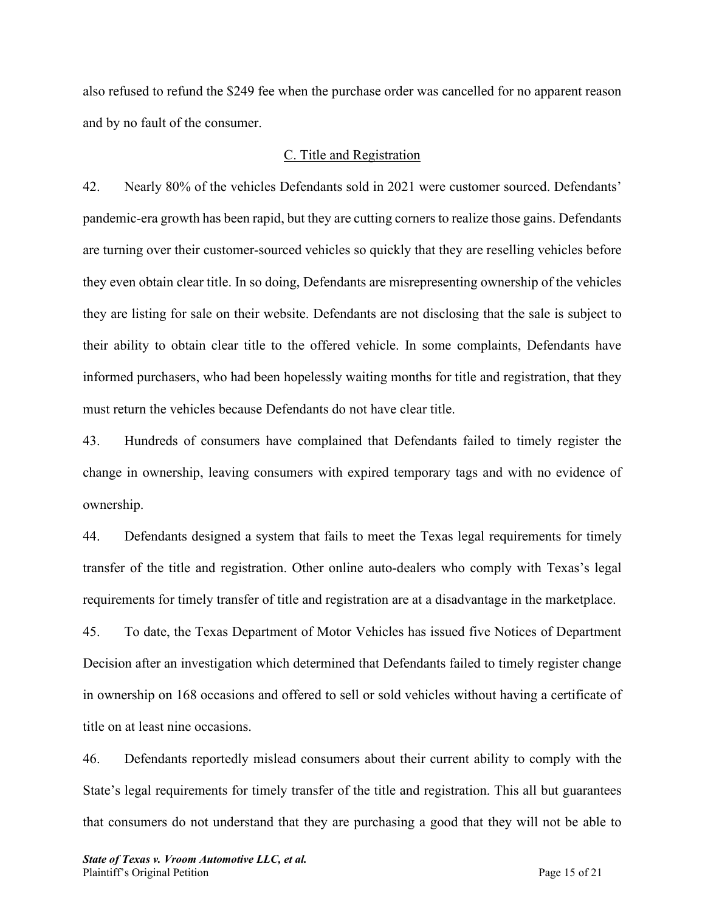also refused to refund the $249 fee when the purchase order was cancelled for no apparent reason and by no fault of the consumer.

### C. Title and Registration

42. Nearly 80% of the vehicles Defendants sold in 2021 were customer sourced. Defendants' pandemic-era growth has been rapid, but they are cutting corners to realize those gains. Defendants are turning over their customer-sourced vehicles so quickly that they are reselling vehicles before they even obtain clear title. In so doing, Defendants are misrepresenting ownership of the vehicles they are listing for sale on their website. Defendants are not disclosing that the sale is subject to their ability to obtain clear title to the offered vehicle. In some complaints, Defendants have informed purchasers, who had been hopelessly waiting months for title and registration, that they must return the vehicles because Defendants do not have clear title.

43. Hundreds of consumers have complained that Defendants failed to timely register the change in ownership, leaving consumers with expired temporary tags and with no evidence of ownership.

44. Defendants designed a system that fails to meet the Texas legal requirements for timely transfer of the title and registration. Other online auto-dealers who comply with Texas's legal requirements for timely transfer of title and registration are at a disadvantage in the marketplace.

45. To date, the Texas Department of Motor Vehicles has issued five Notices of Department Decision after an investigation which determined that Defendants failed to timely register change in ownership on 168 occasions and offered to sell or sold vehicles without having a certificate of title on at least nine occasions.

46. Defendants reportedly mislead consumers about their current ability to comply with the State's legal requirements for timely transfer of the title and registration. This all but guarantees that consumers do not understand that they are purchasing a good that they will not be able to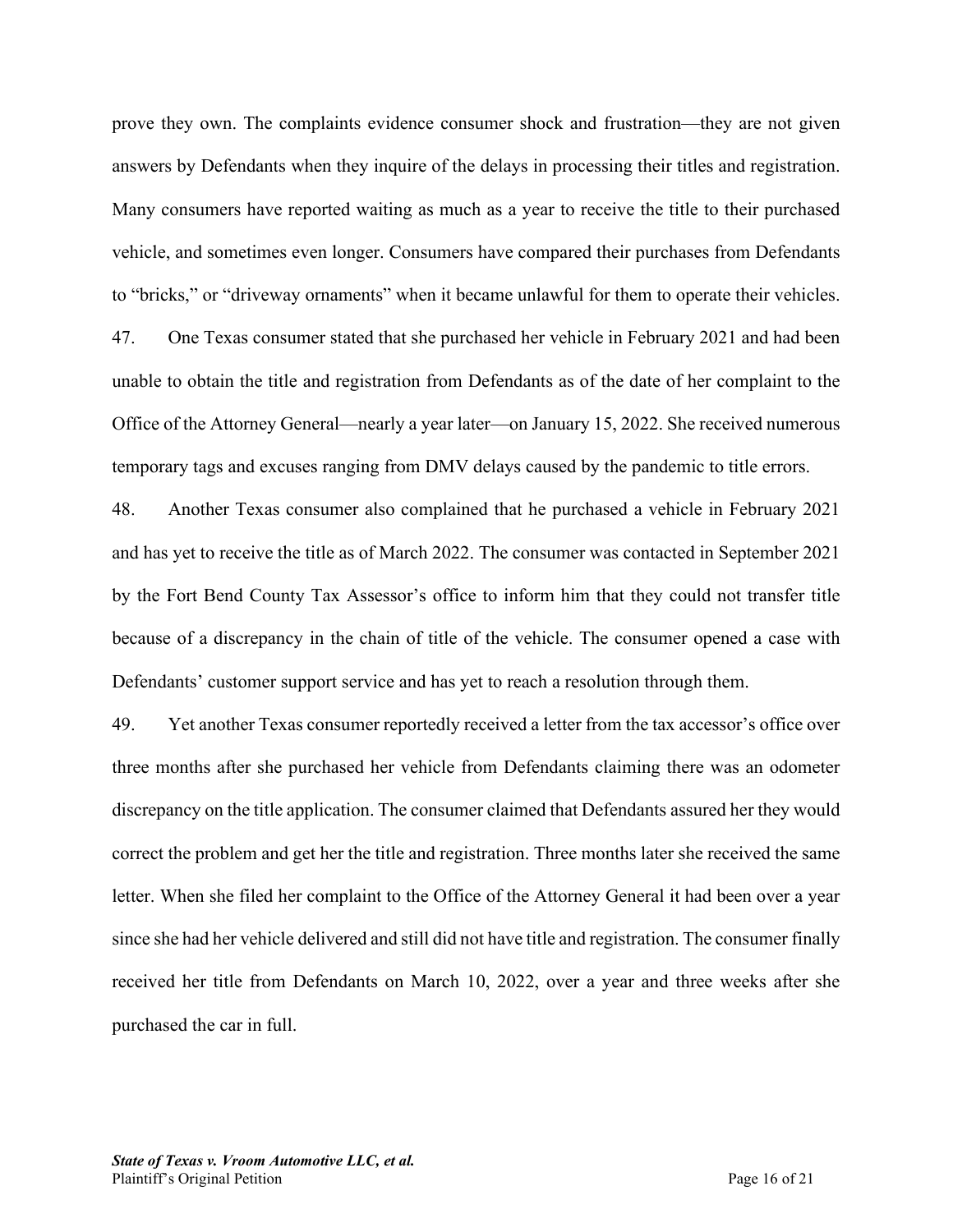prove they own. The complaints evidence consumer shock and frustration—they are not given answers by Defendants when they inquire of the delays in processing their titles and registration. Many consumers have reported waiting as much as a year to receive the title to their purchased vehicle, and sometimes even longer. Consumers have compared their purchases from Defendants to "bricks," or "driveway ornaments" when it became unlawful for them to operate their vehicles.

47. One Texas consumer stated that she purchased her vehicle in February 2021 and had been unable to obtain the title and registration from Defendants as of the date of her complaint to the Office of the Attorney General—nearly a year later—on January 15, 2022. She received numerous temporary tags and excuses ranging from DMV delays caused by the pandemic to title errors.

48. Another Texas consumer also complained that he purchased a vehicle in February 2021 and has yet to receive the title as of March 2022. The consumer was contacted in September 2021 by the Fort Bend County Tax Assessor's office to inform him that they could not transfer title because of a discrepancy in the chain of title of the vehicle. The consumer opened a case with Defendants' customer support service and has yet to reach a resolution through them.

49. Yet another Texas consumer reportedly received a letter from the tax accessor's office over three months after she purchased her vehicle from Defendants claiming there was an odometer discrepancy on the title application. The consumer claimed that Defendants assured her they would correct the problem and get her the title and registration. Three months later she received the same letter. When she filed her complaint to the Office of the Attorney General it had been over a year since she had her vehicle delivered and still did not have title and registration. The consumer finally received her title from Defendants on March 10, 2022, over a year and three weeks after she purchased the car in full.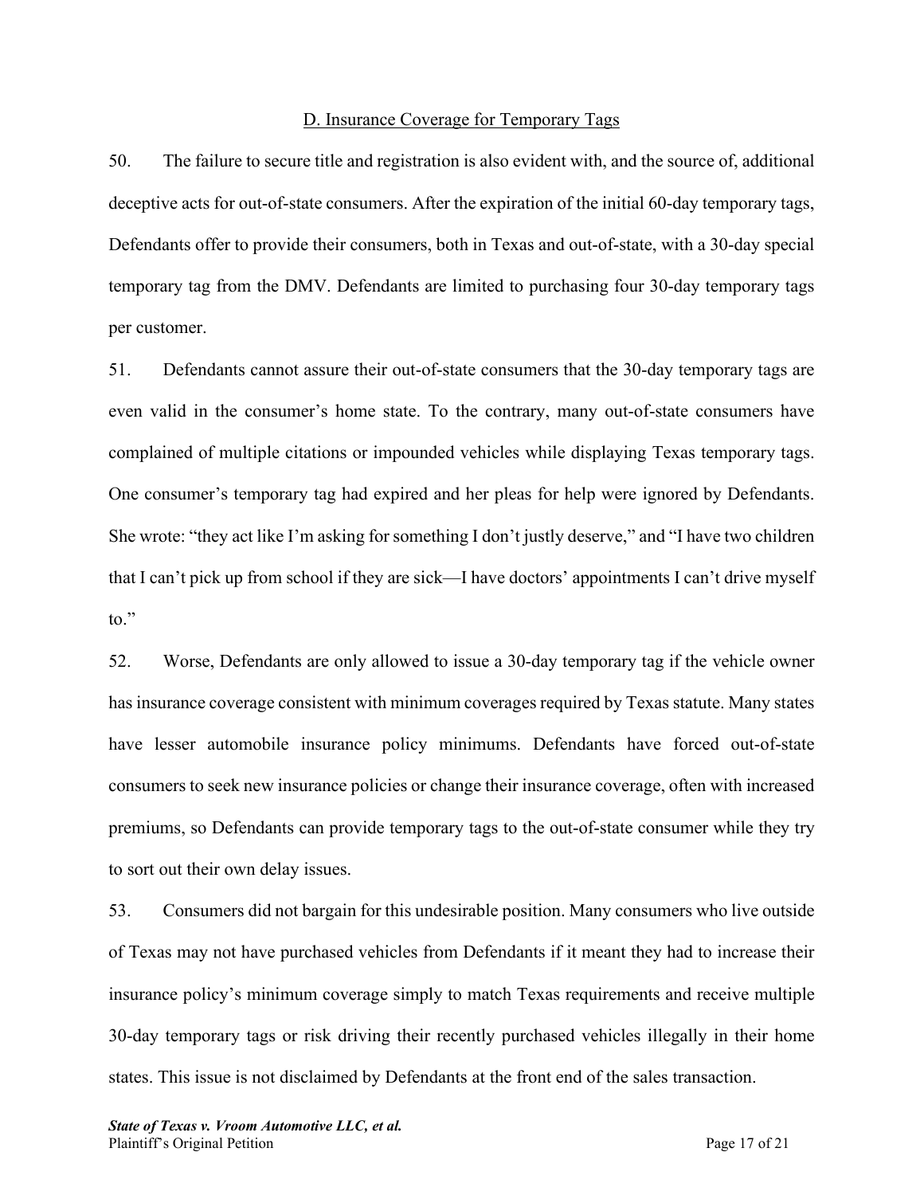## D. Insurance Coverage for Temporary Tags

50. The failure to secure title and registration is also evident with, and the source of, additional deceptive acts for out-of-state consumers. After the expiration of the initial 60-day temporary tags, Defendants offer to provide their consumers, both in Texas and out-of-state, with a 30-day special temporary tag from the DMV. Defendants are limited to purchasing four 30-day temporary tags per customer.

51. Defendants cannot assure their out-of-state consumers that the 30-day temporary tags are even valid in the consumer's home state. To the contrary, many out-of-state consumers have complained of multiple citations or impounded vehicles while displaying Texas temporary tags. One consumer's temporary tag had expired and her pleas for help were ignored by Defendants. She wrote: "they act like I'm asking for something I don't justly deserve," and "I have two children that I can't pick up from school if they are sick—I have doctors' appointments I can't drive myself to."

52. Worse, Defendants are only allowed to issue a 30-day temporary tag if the vehicle owner has insurance coverage consistent with minimum coverages required by Texas statute. Many states have lesser automobile insurance policy minimums. Defendants have forced out-of-state consumers to seek new insurance policies or change their insurance coverage, often with increased premiums, so Defendants can provide temporary tags to the out-of-state consumer while they try to sort out their own delay issues.

53. Consumers did not bargain for this undesirable position. Many consumers who live outside of Texas may not have purchased vehicles from Defendants if it meant they had to increase their insurance policy's minimum coverage simply to match Texas requirements and receive multiple 30-day temporary tags or risk driving their recently purchased vehicles illegally in their home states. This issue is not disclaimed by Defendants at the front end of the sales transaction.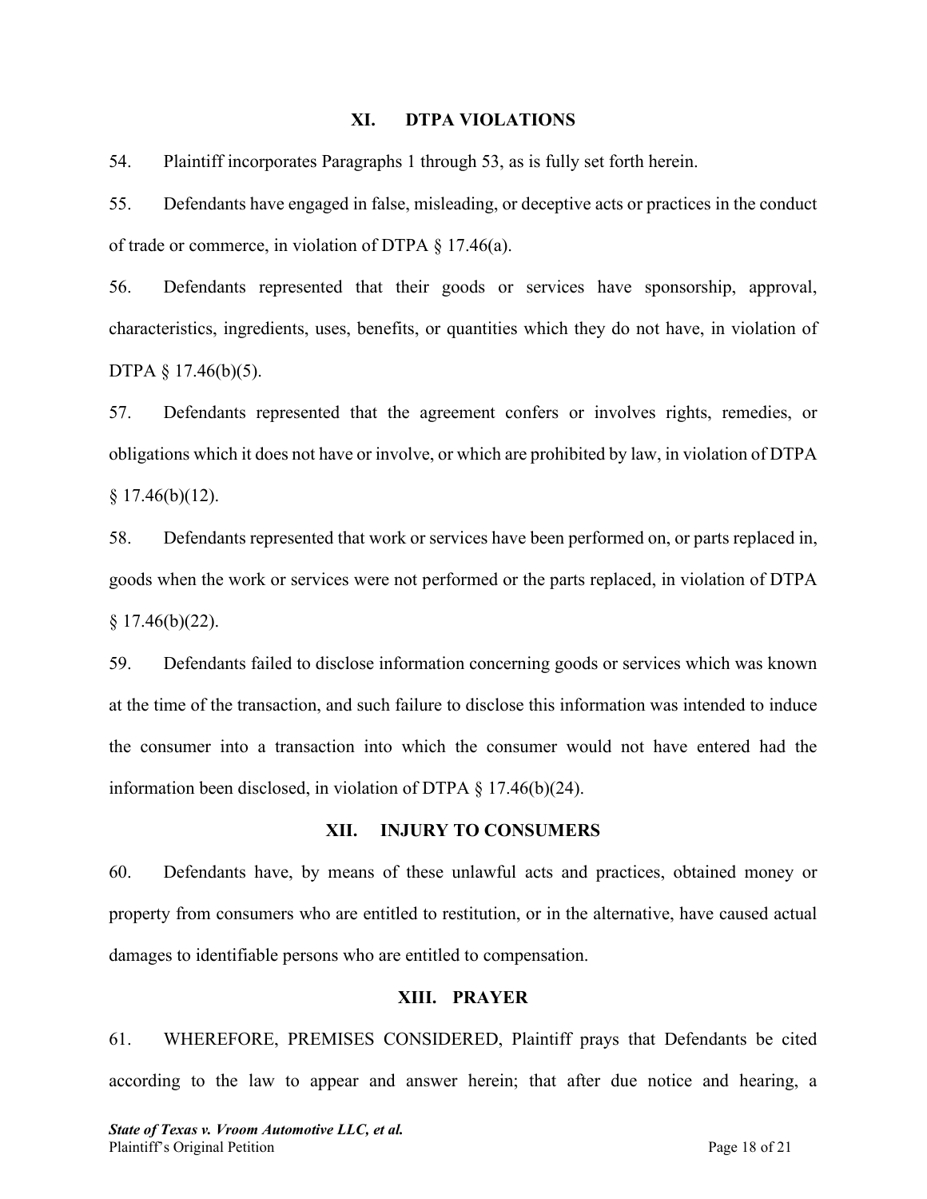## XI. DTPA VIOLATIONS

54. Plaintiff incorporates Paragraphs 1 through 53, as is fully set forth herein.

55. Defendants have engaged in false, misleading, or deceptive acts or practices in the conduct of trade or commerce, in violation of DTPA § 17.46(a).

56. Defendants represented that their goods or services have sponsorship, approval, characteristics, ingredients, uses, benefits, or quantities which they do not have, in violation of DTPA § 17.46(b)(5).

57. Defendants represented that the agreement confers or involves rights, remedies, or obligations which it does not have or involve, or which are prohibited by law, in violation of DTPA § 17.46(b)(12).

58. Defendants represented that work or services have been performed on, or parts replaced in, goods when the work or services were not performed or the parts replaced, in violation of DTPA § 17.46(b)(22).

59. Defendants failed to disclose information concerning goods or services which was known at the time of the transaction, and such failure to disclose this information was intended to induce the consumer into a transaction into which the consumer would not have entered had the information been disclosed, in violation of DTPA § 17.46(b)(24).

## XII. INJURY TO CONSUMERS

60. Defendants have, by means of these unlawful acts and practices, obtained money or property from consumers who are entitled to restitution, or in the alternative, have caused actual damages to identifiable persons who are entitled to compensation.

## XIII. PRAYER

61. WHEREFORE, PREMISES CONSIDERED, Plaintiff prays that Defendants be cited according to the law to appear and answer herein; that after due notice and hearing, a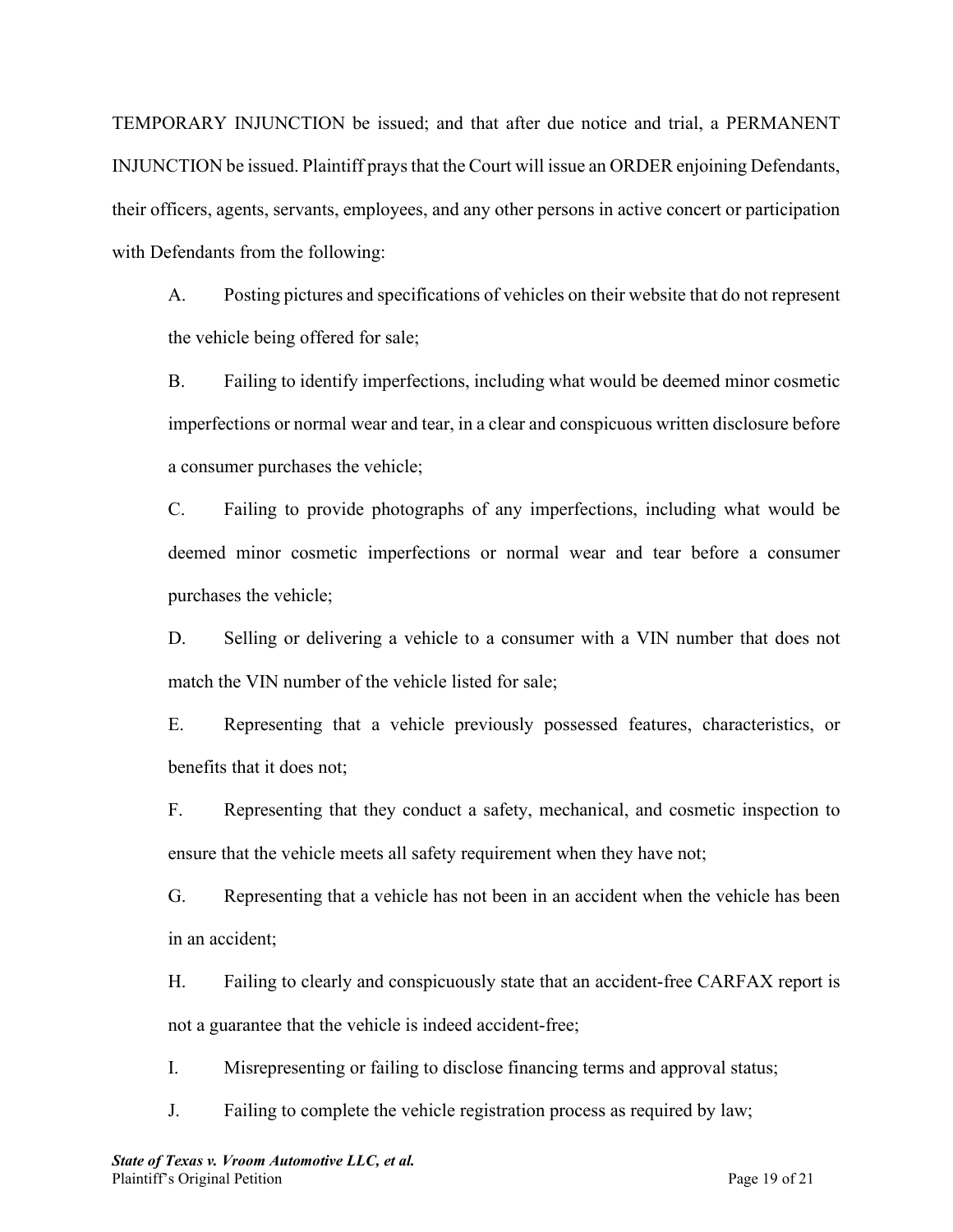TEMPORARY INJUNCTION be issued; and that after due notice and trial, a PERMANENT INJUNCTION be issued. Plaintiff prays that the Court will issue an ORDER enjoining Defendants, their officers, agents, servants, employees, and any other persons in active concert or participation with Defendants from the following:

A. Posting pictures and specifications of vehicles on their website that do not represent the vehicle being offered for sale;

B. Failing to identify imperfections, including what would be deemed minor cosmetic imperfections or normal wear and tear, in a clear and conspicuous written disclosure before a consumer purchases the vehicle;

C. Failing to provide photographs of any imperfections, including what would be deemed minor cosmetic imperfections or normal wear and tear before a consumer purchases the vehicle;

D. Selling or delivering a vehicle to a consumer with a VIN number that does not match the VIN number of the vehicle listed for sale;

E. Representing that a vehicle previously possessed features, characteristics, or benefits that it does not;

F. Representing that they conduct a safety, mechanical, and cosmetic inspection to ensure that the vehicle meets all safety requirement when they have not;

G. Representing that a vehicle has not been in an accident when the vehicle has been in an accident;

H. Failing to clearly and conspicuously state that an accident-free CARFAX report is not a guarantee that the vehicle is indeed accident-free;

I. Misrepresenting or failing to disclose financing terms and approval status;

J. Failing to complete the vehicle registration process as required by law;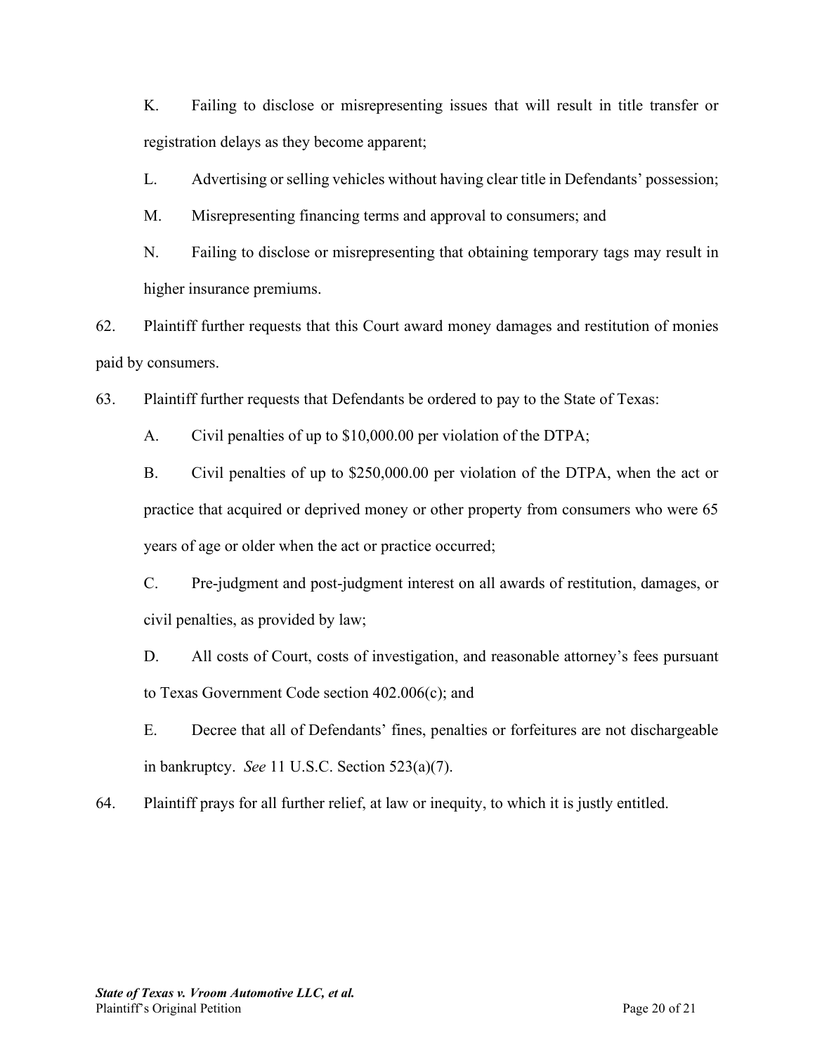K. Failing to disclose or misrepresenting issues that will result in title transfer or registration delays as they become apparent;

L. Advertising or selling vehicles without having clear title in Defendants' possession;

M. Misrepresenting financing terms and approval to consumers; and

N. Failing to disclose or misrepresenting that obtaining temporary tags may result in higher insurance premiums.

62. Plaintiff further requests that this Court award money damages and restitution of monies paid by consumers.

63. Plaintiff further requests that Defendants be ordered to pay to the State of Texas:

A. Civil penalties of up to $10,000.00 per violation of the DTPA;

B. Civil penalties of up to $250,000.00 per violation of the DTPA, when the act or practice that acquired or deprived money or other property from consumers who were 65 years of age or older when the act or practice occurred;

C. Pre-judgment and post-judgment interest on all awards of restitution, damages, or civil penalties, as provided by law;

D. All costs of Court, costs of investigation, and reasonable attorney's fees pursuant to Texas Government Code section 402.006(c); and

E. Decree that all of Defendants' fines, penalties or forfeitures are not dischargeable in bankruptcy. *See* 11 U.S.C. Section 523(a)(7).

64. Plaintiff prays for all further relief, at law or inequity, to which it is justly entitled.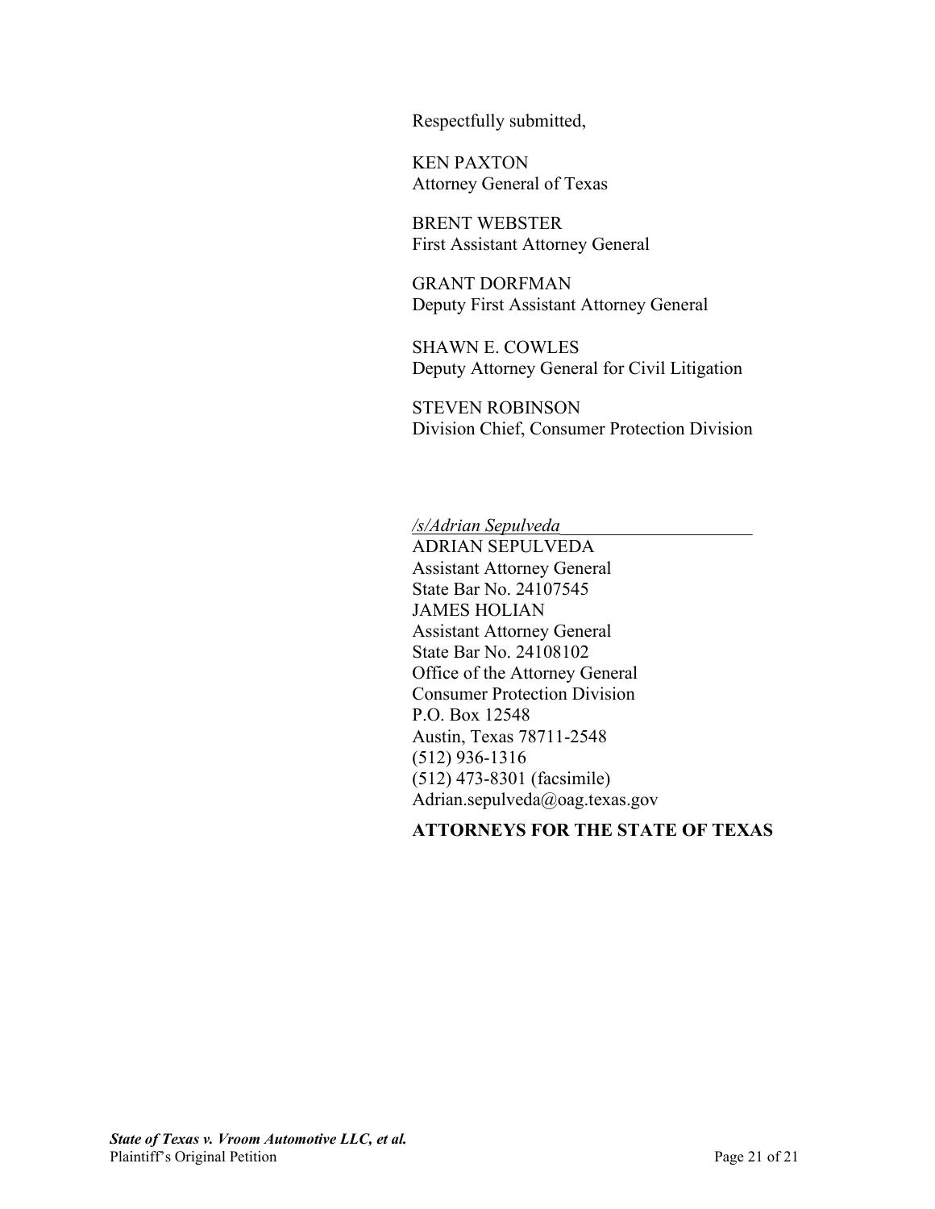Respectfully submitted,

KEN PAXTON
Attorney General of Texas

BRENT WEBSTER
First Assistant Attorney General

GRANT DORFMAN
Deputy First Assistant Attorney General

SHAWN E. COWLES
Deputy Attorney General for Civil Litigation

STEVEN ROBINSON
Division Chief, Consumer Protection Division

*/s/Adrian Sepulveda*
ADRIAN SEPULVEDA
Assistant Attorney General
State Bar No. 24107545
JAMES HOLIAN
Assistant Attorney General
State Bar No. 24108102
Office of the Attorney General
Consumer Protection Division
P.O. Box 12548
Austin, Texas 78711-2548
(512) 936-1316
(512) 473-8301 (facsimile)
Adrian.sepulveda@oag.texas.gov

**ATTORNEYS FOR THE STATE OF TEXAS**